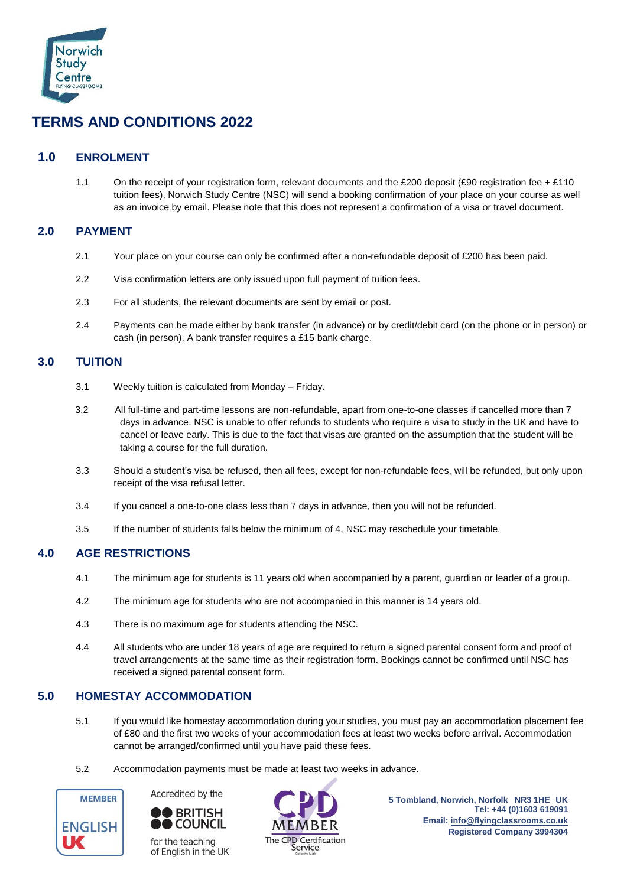# TERMS AND CONDITIONS 2022

## 1.0 ENROLMENT

1.1 On the receipt of your registration form, relevant documents and the £200 deposit (£90 registration fee + £110 tuition fees), Norwich Study Centre (NSC) will send a booking confirmation of your place on your course as well as an invoice by email. Please note that this does not represent a confirmation of a visa or travel document.

## 2.0 PAYMENT

2.1 Your place on your course can only be confirmed after a non-refundable deposit of £200 has been paid.

2.2 Visa confirmation letters are only issued upon full payment of tuition fees.

2.3 For all students, the relevant documents are sent by email or post.

2.4 Payments can be made either by bank transfer (in advance) or by credit/debit card (on the phone or in person) or cash (in person). A bank transfer requires a £15 bank charge.

## 3.0 TUITION

3.1 Weekly tuition is calculated from Monday – Friday.

3.2 All full-time and part-time lessons are non-refundable, apart from one-to-one classes if cancelled more than 7 days in advance. NSC is unable to offer refunds to students who require a visa to study in the UK and have to cancel or leave early. This is due to the fact that visas are granted on the assumption that the student will be taking a course for the full duration.

3.3 Should a student's visa be refused, then all fees, except for non-refundable fees, will be refunded, but only upon receipt of the visa refusal letter.

3.4 If you cancel a one-to-one class less than 7 days in advance, then you will not be refunded.

3.5 If the number of students falls below the minimum of 4, NSC may reschedule your timetable.

## 4.0 AGE RESTRICTIONS

4.1 The minimum age for students is 11 years old when accompanied by a parent, guardian or leader of a group.

4.2 The minimum age for students who are not accompanied in this manner is 14 years old.

4.3 There is no maximum age for students attending the NSC.

4.4 All students who are under 18 years of age are required to return a signed parental consent form and proof of travel arrangements at the same time as their registration form. Bookings cannot be confirmed until NSC has received a signed parental consent form.

## 5.0 HOMESTAY ACCOMMODATION

5.1 If you would like homestay accommodation during your studies, you must pay an accommodation placement fee of £80 and the first two weeks of your accommodation fees at least two weeks before arrival. Accommodation cannot be arranged/confirmed until you have paid these fees.

5.2 Accommodation payments must be made at least two weeks in advance.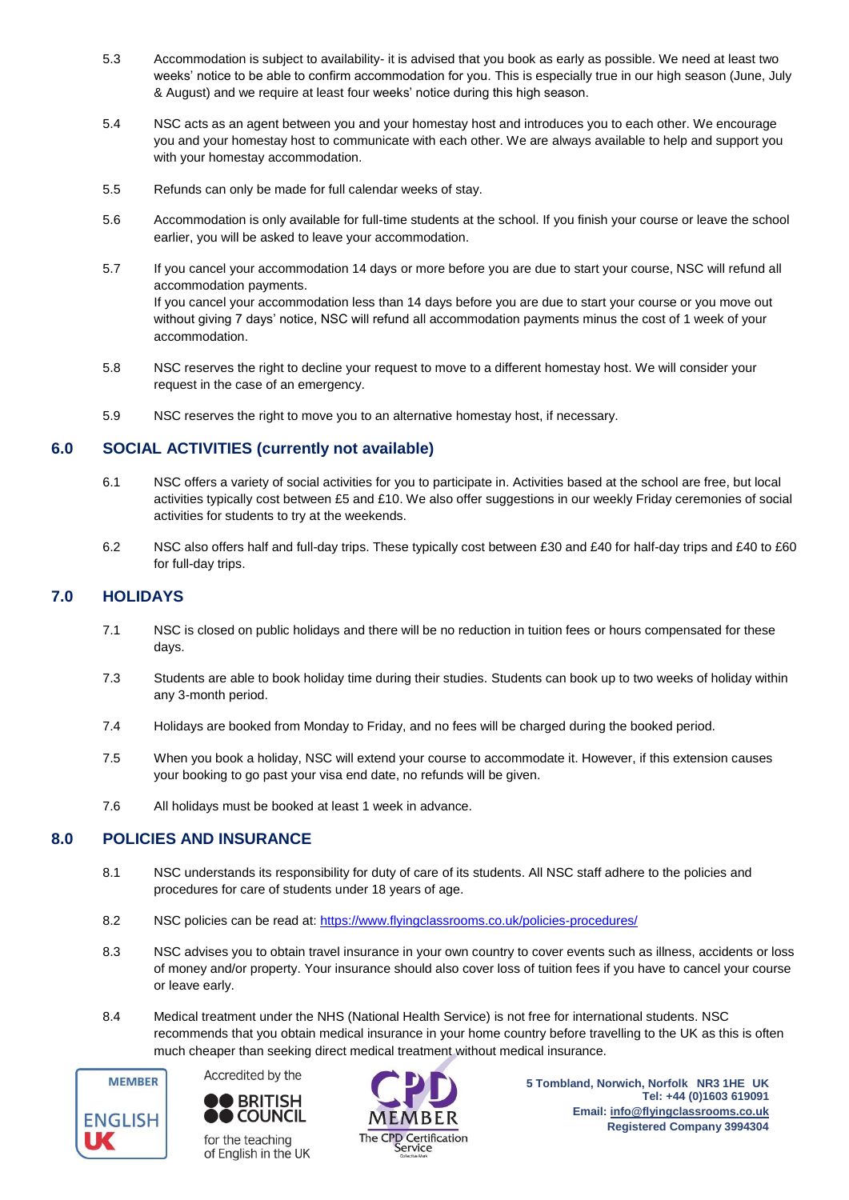5.3 Accommodation is subject to availability- it is advised that you book as early as possible. We need at least two weeks' notice to be able to confirm accommodation for you. This is especially true in our high season (June, July & August) and we require at least four weeks' notice during this high season.

5.4 NSC acts as an agent between you and your homestay host and introduces you to each other. We encourage you and your homestay host to communicate with each other. We are always available to help and support you with your homestay accommodation.

5.5 Refunds can only be made for full calendar weeks of stay.

5.6 Accommodation is only available for full-time students at the school. If you finish your course or leave the school earlier, you will be asked to leave your accommodation.

5.7 If you cancel your accommodation 14 days or more before you are due to start your course, NSC will refund all accommodation payments.
If you cancel your accommodation less than 14 days before you are due to start your course or you move out without giving 7 days' notice, NSC will refund all accommodation payments minus the cost of 1 week of your accommodation.

5.8 NSC reserves the right to decline your request to move to a different homestay host. We will consider your request in the case of an emergency.

5.9 NSC reserves the right to move you to an alternative homestay host, if necessary.

## 6.0 SOCIAL ACTIVITIES (currently not available)

6.1 NSC offers a variety of social activities for you to participate in. Activities based at the school are free, but local activities typically cost between £5 and £10. We also offer suggestions in our weekly Friday ceremonies of social activities for students to try at the weekends.

6.2 NSC also offers half and full-day trips. These typically cost between £30 and £40 for half-day trips and £40 to £60 for full-day trips.

## 7.0 HOLIDAYS

7.1 NSC is closed on public holidays and there will be no reduction in tuition fees or hours compensated for these days.

7.3 Students are able to book holiday time during their studies. Students can book up to two weeks of holiday within any 3-month period.

7.4 Holidays are booked from Monday to Friday, and no fees will be charged during the booked period.

7.5 When you book a holiday, NSC will extend your course to accommodate it. However, if this extension causes your booking to go past your visa end date, no refunds will be given.

7.6 All holidays must be booked at least 1 week in advance.

## 8.0 POLICIES AND INSURANCE

8.1 NSC understands its responsibility for duty of care of its students. All NSC staff adhere to the policies and procedures for care of students under 18 years of age.

8.2 NSC policies can be read at: https://www.flyingclassrooms.co.uk/policies-procedures/

8.3 NSC advises you to obtain travel insurance in your own country to cover events such as illness, accidents or loss of money and/or property. Your insurance should also cover loss of tuition fees if you have to cancel your course or leave early.

8.4 Medical treatment under the NHS (National Health Service) is not free for international students. NSC recommends that you obtain medical insurance in your home country before travelling to the UK as this is often much cheaper than seeking direct medical treatment without medical insurance.

MEMBER ENGLISH UK

Accredited by the BRITISH COUNCIL for the teaching of English in the UK

CPD MEMBER The CPD Certification Service

**5 Tombland, Norwich, Norfolk NR3 1HE UK**
**Tel: +44 (0)1603 619091**
**Email: info@flyingclassrooms.co.uk**
**Registered Company 3994304**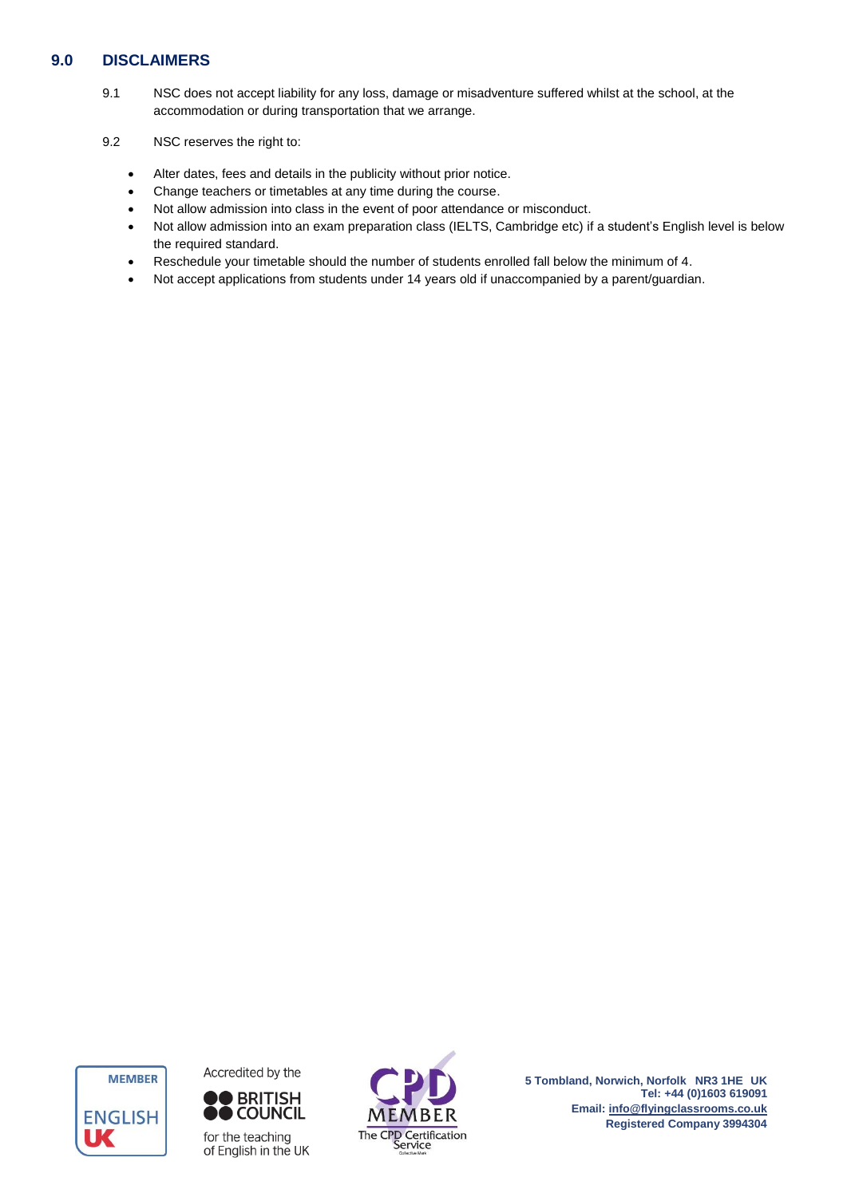## 9.0 DISCLAIMERS

9.1 NSC does not accept liability for any loss, damage or misadventure suffered whilst at the school, at the accommodation or during transportation that we arrange.

9.2 NSC reserves the right to:

- Alter dates, fees and details in the publicity without prior notice.
- Change teachers or timetables at any time during the course.
- Not allow admission into class in the event of poor attendance or misconduct.
- Not allow admission into an exam preparation class (IELTS, Cambridge etc) if a student's English level is below the required standard.
- Reschedule your timetable should the number of students enrolled fall below the minimum of 4.
- Not accept applications from students under 14 years old if unaccompanied by a parent/guardian.

MEMBER ENGLISH UK

Accredited by the BRITISH COUNCIL for the teaching of English in the UK

CPD MEMBER The CPD Certification Service

**5 Tombland, Norwich, Norfolk NR3 1HE UK**
**Tel: +44 (0)1603 619091**
**Email: info@flyingclassrooms.co.uk**
**Registered Company 3994304**